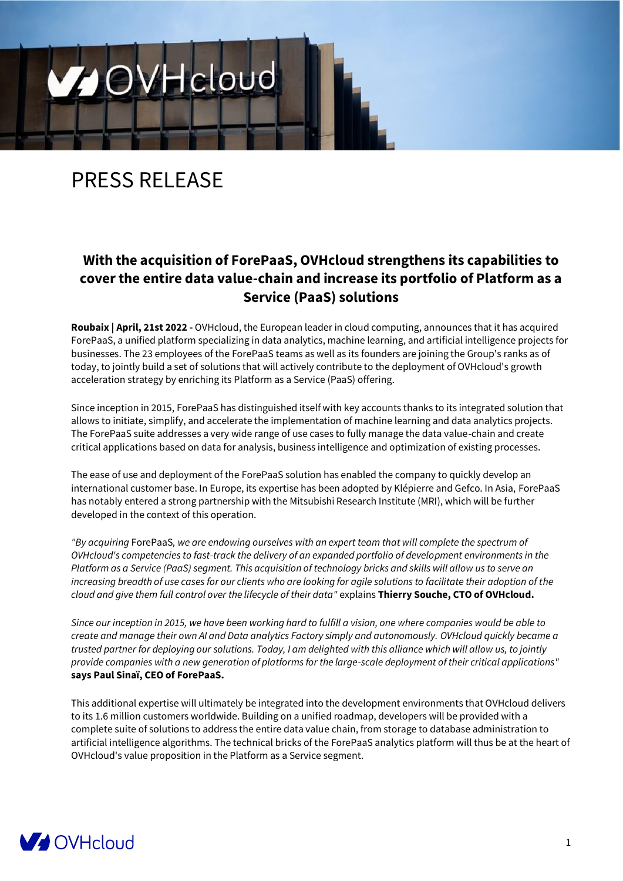# PRESS RELEASE

## With the acquisition of ForePaaS, OVHcloud strengthens its capabilities to cover the entire data value-chain and increase its portfolio of Platform as a Service (PaaS) solutions

**Roubaix | April, 21st 2022 -** OVHcloud, the European leader in cloud computing, announces that it has acquired ForePaaS, a unified platform specializing in data analytics, machine learning, and artificial intelligence projects for businesses. The 23 employees of the ForePaaS teams as well as its founders are joining the Group's ranks as of today, to jointly build a set of solutions that will actively contribute to the deployment of OVHcloud's growth acceleration strategy by enriching its Platform as a Service (PaaS) offering.

Since inception in 2015, ForePaaS has distinguished itself with key accounts thanks to its integrated solution that allows to initiate, simplify, and accelerate the implementation of machine learning and data analytics projects. The ForePaaS suite addresses a very wide range of use cases to fully manage the data value-chain and create critical applications based on data for analysis, business intelligence and optimization of existing processes.

The ease of use and deployment of the ForePaaS solution has enabled the company to quickly develop an international customer base. In Europe, its expertise has been adopted by Klépierre and Gefco. In Asia, ForePaaS has notably entered a strong partnership with the Mitsubishi Research Institute (MRI), which will be further developed in the context of this operation.

*"By acquiring* ForePaaS*, we are endowing ourselves with an expert team that will complete the spectrum of OVHcloud's competencies to fast-track the delivery of an expanded portfolio of development environments in the Platform as a Service (PaaS) segment. This acquisition of technology bricks and skills will allow us to serve an increasing breadth of use cases for our clients who are looking for agile solutions to facilitate their adoption of the cloud and give them full control over the lifecycle of their data"* explains **Thierry Souche, CTO of OVHcloud.**

*Since our inception in 2015, we have been working hard to fulfill a vision, one where companies would be able to create and manage their own AI and Data analytics Factory simply and autonomously. OVHcloud quickly became a trusted partner for deploying our solutions. Today, I am delighted with this alliance which will allow us, to jointly provide companies with a new generation of platforms for the large-scale deployment of their critical applications"* **says Paul Sinaï, CEO of ForePaaS.**

This additional expertise will ultimately be integrated into the development environments that OVHcloud delivers to its 1.6 million customers worldwide. Building on a unified roadmap, developers will be provided with a complete suite of solutions to address the entire data value chain, from storage to database administration to artificial intelligence algorithms. The technical bricks of the ForePaaS analytics platform will thus be at the heart of OVHcloud's value proposition in the Platform as a Service segment.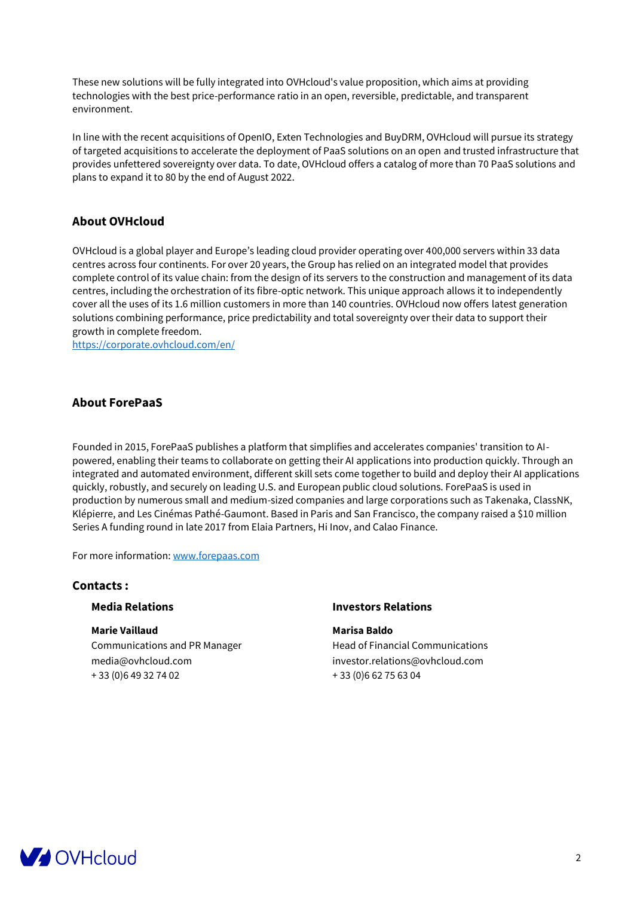These new solutions will be fully integrated into OVHcloud's value proposition, which aims at providing technologies with the best price-performance ratio in an open, reversible, predictable, and transparent environment.

In line with the recent acquisitions of OpenIO, Exten Technologies and BuyDRM, OVHcloud will pursue its strategy of targeted acquisitions to accelerate the deployment of PaaS solutions on an open and trusted infrastructure that provides unfettered sovereignty over data. To date, OVHcloud offers a catalog of more than 70 PaaS solutions and plans to expand it to 80 by the end of August 2022.

## About OVHcloud

OVHcloud is a global player and Europe's leading cloud provider operating over 400,000 servers within 33 data centres across four continents. For over 20 years, the Group has relied on an integrated model that provides complete control of its value chain: from the design of its servers to the construction and management of its data centres, including the orchestration of its fibre-optic network. This unique approach allows it to independently cover all the uses of its 1.6 million customers in more than 140 countries. OVHcloud now offers latest generation solutions combining performance, price predictability and total sovereignty over their data to support their growth in complete freedom.
https://corporate.ovhcloud.com/en/

## About ForePaaS

Founded in 2015, ForePaaS publishes a platform that simplifies and accelerates companies' transition to AI-powered, enabling their teams to collaborate on getting their AI applications into production quickly. Through an integrated and automated environment, different skill sets come together to build and deploy their AI applications quickly, robustly, and securely on leading U.S. and European public cloud solutions. ForePaaS is used in production by numerous small and medium-sized companies and large corporations such as Takenaka, ClassNK, Klépierre, and Les Cinémas Pathé-Gaumont. Based in Paris and San Francisco, the company raised a $10 million Series A funding round in late 2017 from Elaia Partners, Hi Inov, and Calao Finance.

For more information: www.forepaas.com

## Contacts :

### Media Relations

**Marie Vaillaud**
Communications and PR Manager
media@ovhcloud.com
+ 33 (0)6 49 32 74 02

### Investors Relations

**Marisa Baldo**
Head of Financial Communications
investor.relations@ovhcloud.com
+ 33 (0)6 62 75 63 04